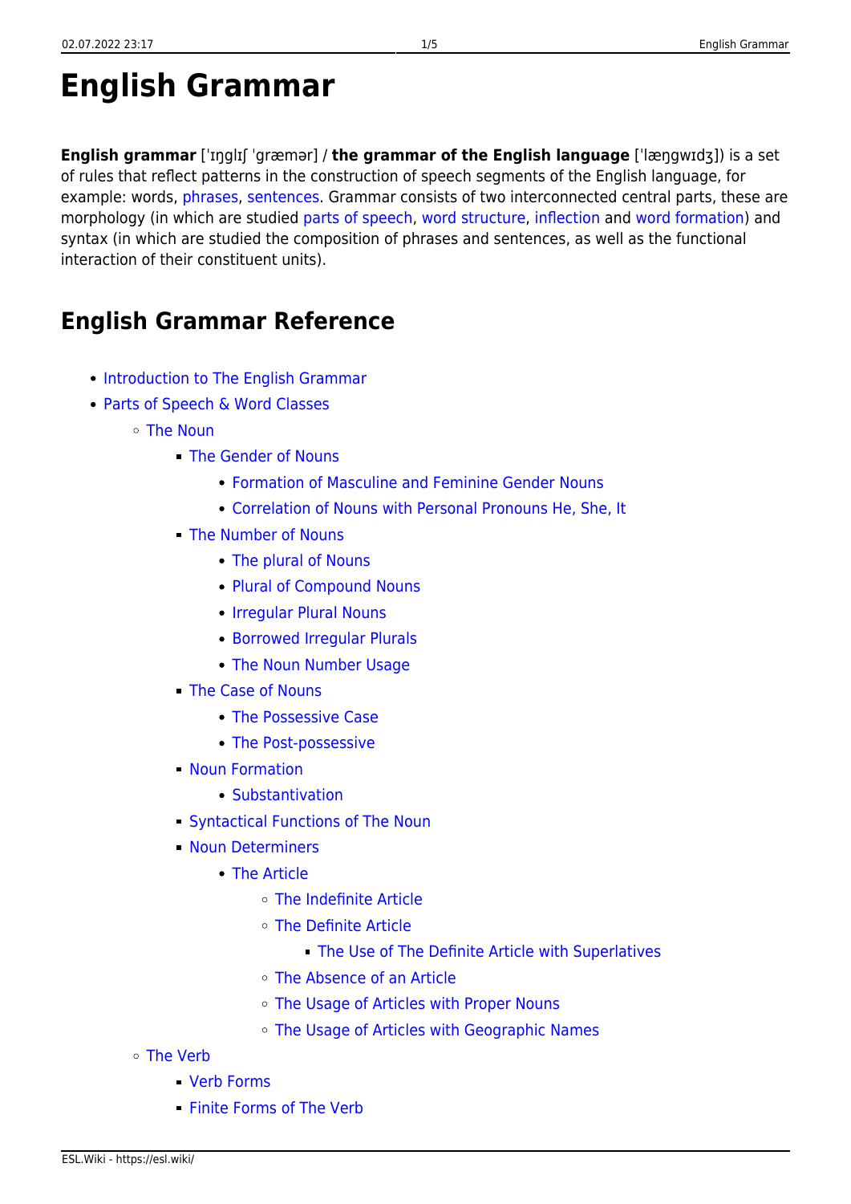# English Grammar

**English grammar** [ˈɪŋɡlɪʃ ˈɡræmər] / **the grammar of the English language** [ˈlæŋɡwɪdʒ]) is a set of rules that reflect patterns in the construction of speech segments of the English language, for example: words, phrases, sentences. Grammar consists of two interconnected central parts, these are morphology (in which are studied parts of speech, word structure, inflection and word formation) and syntax (in which are studied the composition of phrases and sentences, as well as the functional interaction of their constituent units).

## English Grammar Reference

- Introduction to The English Grammar
- Parts of Speech & Word Classes
  - The Noun
    - The Gender of Nouns
      - Formation of Masculine and Feminine Gender Nouns
      - Correlation of Nouns with Personal Pronouns He, She, It
    - The Number of Nouns
      - The plural of Nouns
      - Plural of Compound Nouns
      - Irregular Plural Nouns
      - Borrowed Irregular Plurals
      - The Noun Number Usage
    - The Case of Nouns
      - The Possessive Case
      - The Post-possessive
    - Noun Formation
      - Substantivation
    - Syntactical Functions of The Noun
    - Noun Determiners
      - The Article
        - The Indefinite Article
        - The Definite Article
          - The Use of The Definite Article with Superlatives
        - The Absence of an Article
        - The Usage of Articles with Proper Nouns
        - The Usage of Articles with Geographic Names
  - The Verb
    - Verb Forms
    - Finite Forms of The Verb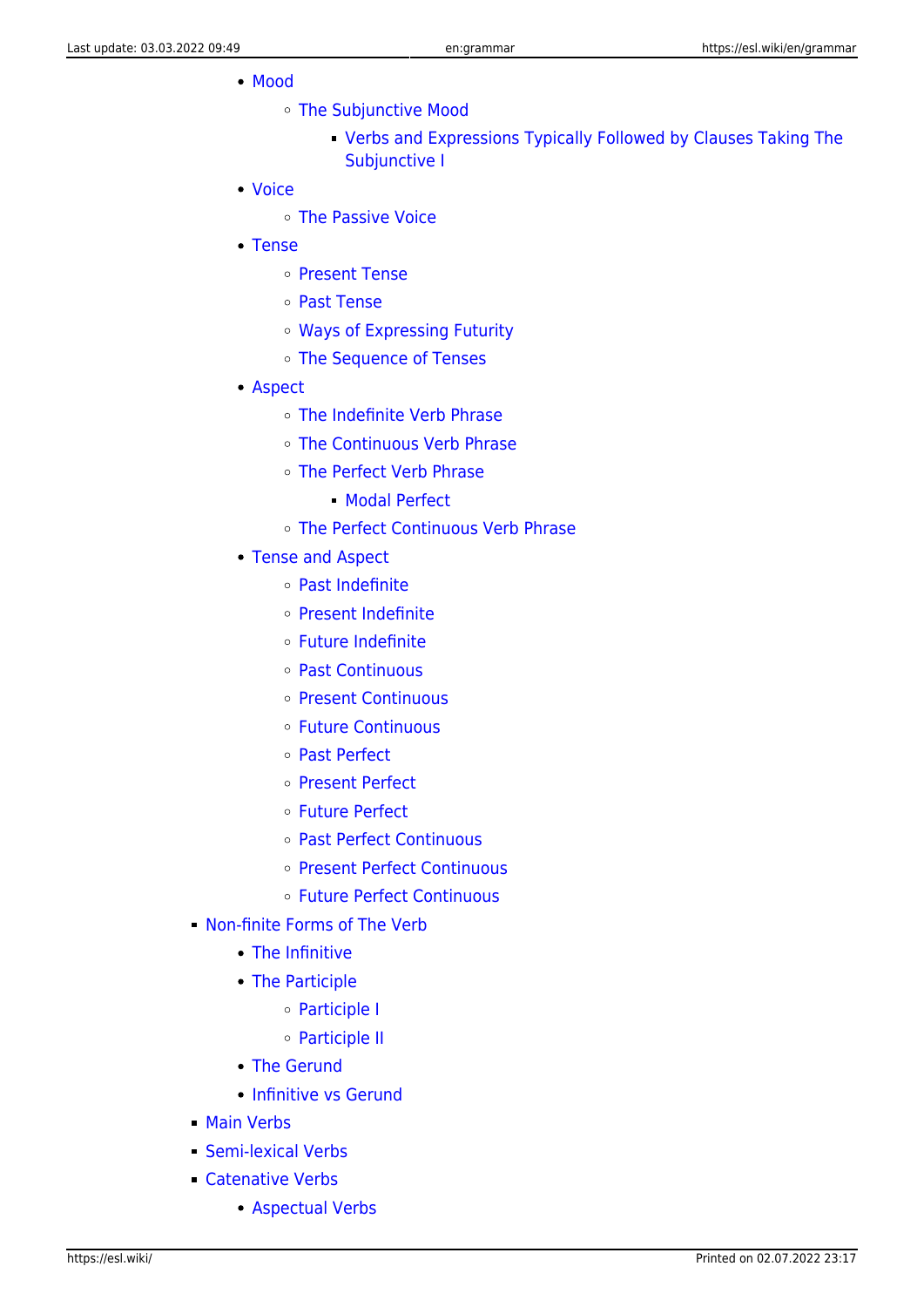- Mood
        - The Subjunctive Mood
            - Verbs and Expressions Typically Followed by Clauses Taking The Subjunctive I
    - Voice
        - The Passive Voice
    - Tense
        - Present Tense
        - Past Tense
        - Ways of Expressing Futurity
        - The Sequence of Tenses
    - Aspect
        - The Indefinite Verb Phrase
        - The Continuous Verb Phrase
        - The Perfect Verb Phrase
            - Modal Perfect
        - The Perfect Continuous Verb Phrase
    - Tense and Aspect
        - Past Indefinite
        - Present Indefinite
        - Future Indefinite
        - Past Continuous
        - Present Continuous
        - Future Continuous
        - Past Perfect
        - Present Perfect
        - Future Perfect
        - Past Perfect Continuous
        - Present Perfect Continuous
        - Future Perfect Continuous
- Non-finite Forms of The Verb
    - The Infinitive
    - The Participle
        - Participle I
        - Participle II
    - The Gerund
    - Infinitive vs Gerund
- Main Verbs
- Semi-lexical Verbs
- Catenative Verbs
    - Aspectual Verbs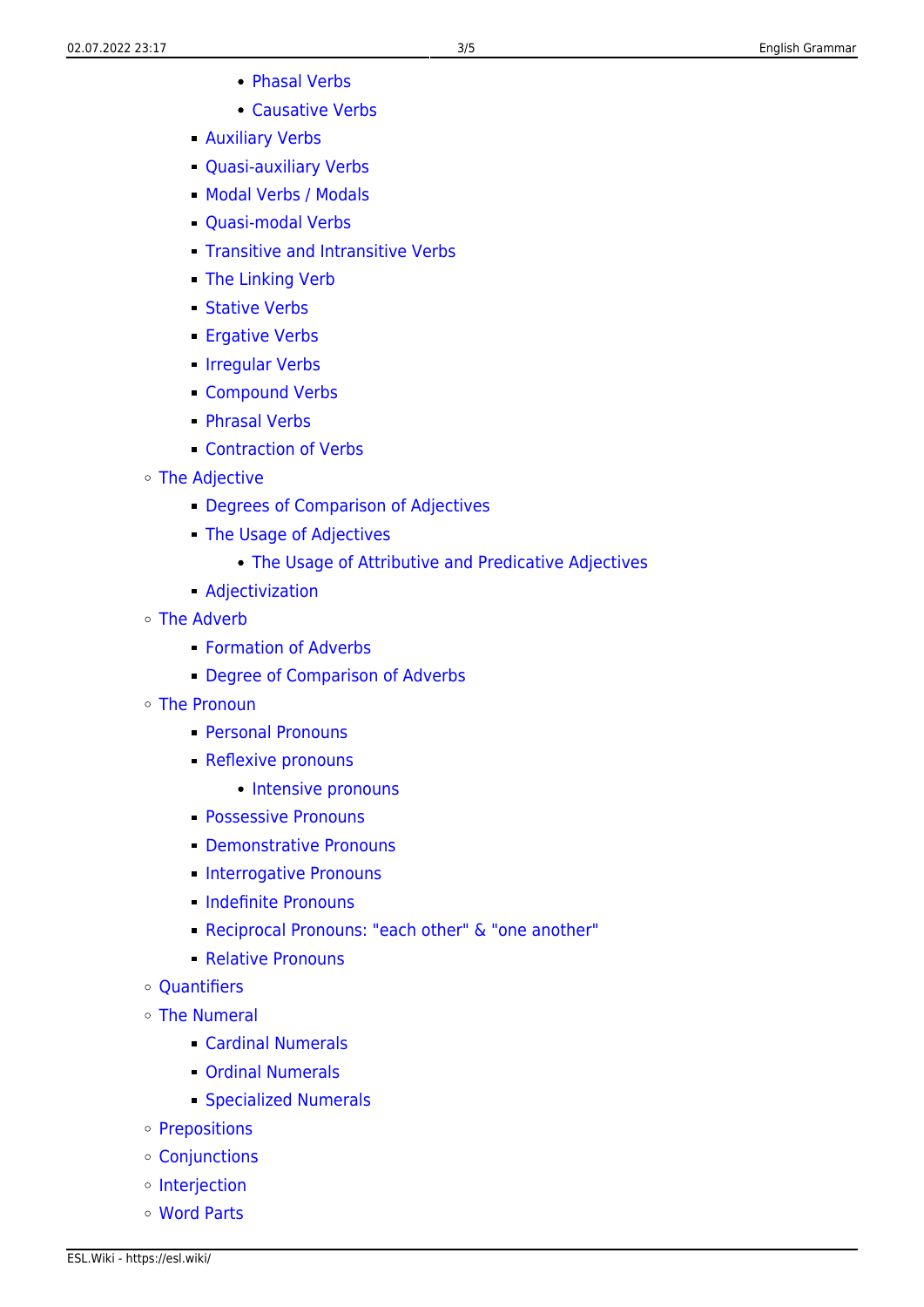- Phasal Verbs
      - Causative Verbs
    - Auxiliary Verbs
    - Quasi-auxiliary Verbs
    - Modal Verbs / Modals
    - Quasi-modal Verbs
    - Transitive and Intransitive Verbs
    - The Linking Verb
    - Stative Verbs
    - Ergative Verbs
    - Irregular Verbs
    - Compound Verbs
    - Phrasal Verbs
    - Contraction of Verbs
  - The Adjective
    - Degrees of Comparison of Adjectives
    - The Usage of Adjectives
      - The Usage of Attributive and Predicative Adjectives
    - Adjectivization
  - The Adverb
    - Formation of Adverbs
    - Degree of Comparison of Adverbs
  - The Pronoun
    - Personal Pronouns
    - Reflexive pronouns
      - Intensive pronouns
    - Possessive Pronouns
    - Demonstrative Pronouns
    - Interrogative Pronouns
    - Indefinite Pronouns
    - Reciprocal Pronouns: "each other" & "one another"
    - Relative Pronouns
  - Quantifiers
  - The Numeral
    - Cardinal Numerals
    - Ordinal Numerals
    - Specialized Numerals
  - Prepositions
  - Conjunctions
  - Interjection
  - Word Parts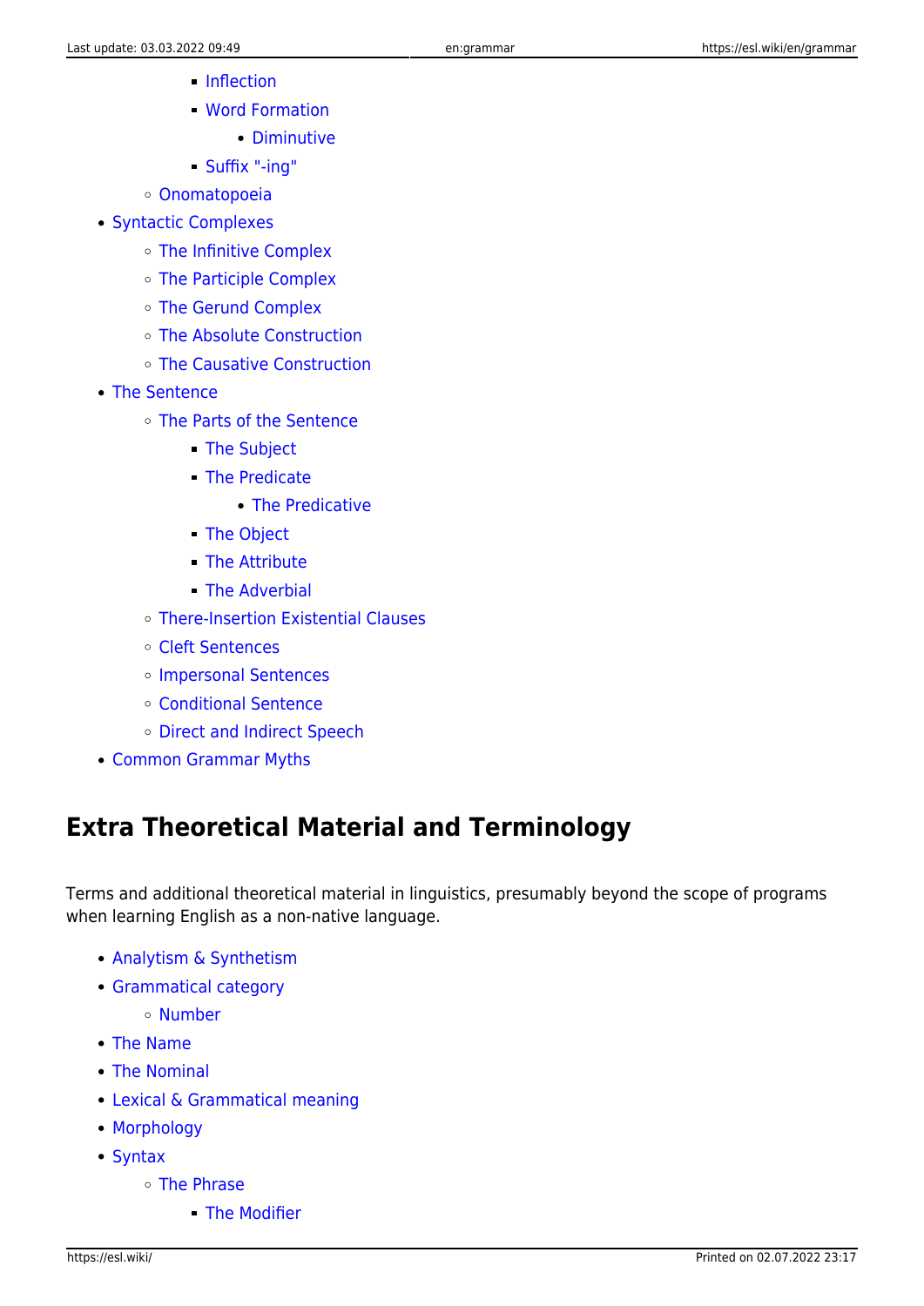- Inflection
        - Word Formation
            - Diminutive
        - Suffix "-ing"
    - Onomatopoeia
- Syntactic Complexes
    - The Infinitive Complex
    - The Participle Complex
    - The Gerund Complex
    - The Absolute Construction
    - The Causative Construction
- The Sentence
    - The Parts of the Sentence
        - The Subject
        - The Predicate
            - The Predicative
        - The Object
        - The Attribute
        - The Adverbial
    - There-Insertion Existential Clauses
    - Cleft Sentences
    - Impersonal Sentences
    - Conditional Sentence
    - Direct and Indirect Speech
- Common Grammar Myths

## Extra Theoretical Material and Terminology

Terms and additional theoretical material in linguistics, presumably beyond the scope of programs when learning English as a non-native language.

- Analytism & Synthetism
- Grammatical category
    - Number
- The Name
- The Nominal
- Lexical & Grammatical meaning
- Morphology
- Syntax
    - The Phrase
        - The Modifier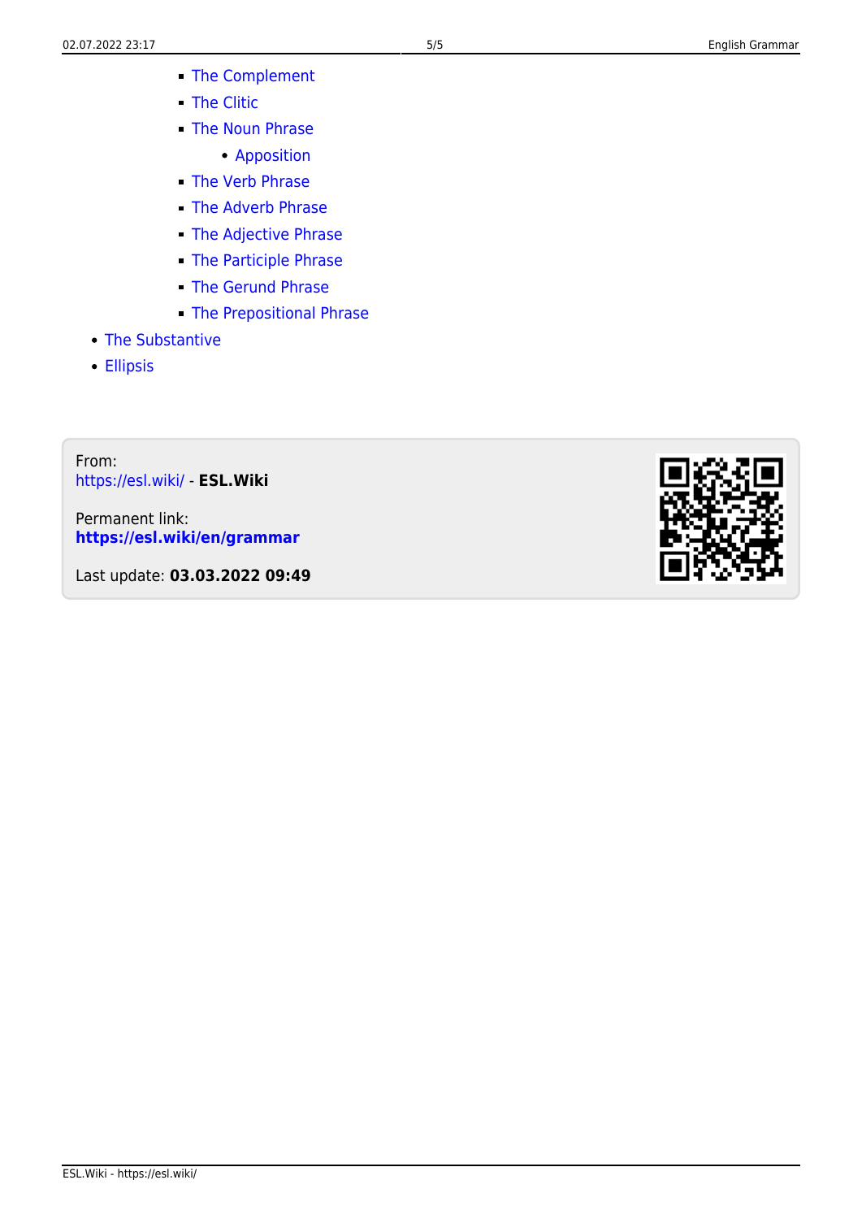- The Complement
    - The Clitic
    - The Noun Phrase
        - Apposition
    - The Verb Phrase
    - The Adverb Phrase
    - The Adjective Phrase
    - The Participle Phrase
    - The Gerund Phrase
    - The Prepositional Phrase
- The Substantive
- Ellipsis

From:
https://esl.wiki/ - **ESL.Wiki**

Permanent link:
**https://esl.wiki/en/grammar**

Last update: **03.03.2022 09:49**